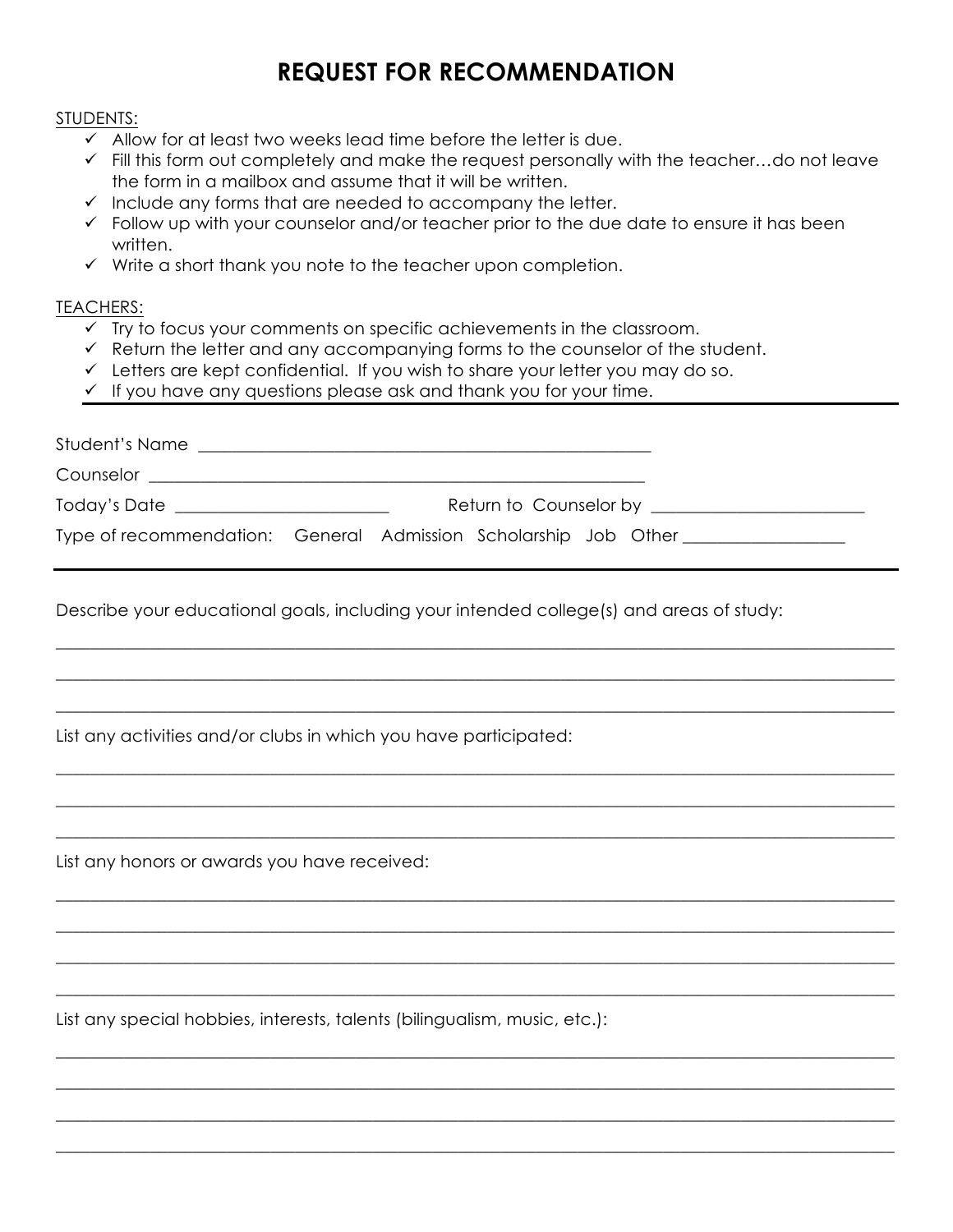# REQUEST FOR RECOMMENDATION

STUDENTS:

- ✓ Allow for at least two weeks lead time before the letter is due.
- ✓ Fill this form out completely and make the request personally with the teacher…do not leave the form in a mailbox and assume that it will be written.
- ✓ Include any forms that are needed to accompany the letter.
- ✓ Follow up with your counselor and/or teacher prior to the due date to ensure it has been written.
- ✓ Write a short thank you note to the teacher upon completion.

TEACHERS:

- ✓ Try to focus your comments on specific achievements in the classroom.
- ✓ Return the letter and any accompanying forms to the counselor of the student.
- ✓ Letters are kept confidential. If you wish to share your letter you may do so.
- ✓ If you have any questions please ask and thank you for your time.

---

Student's Name ______________________________________________

Counselor ______________________________________________

Today's Date ____________________ Return to Counselor by ____________________

Type of recommendation: General Admission Scholarship Job Other ______________

---

Describe your educational goals, including your intended college(s) and areas of study:

______________________________________________________________________________

______________________________________________________________________________

______________________________________________________________________________

List any activities and/or clubs in which you have participated:

______________________________________________________________________________

______________________________________________________________________________

______________________________________________________________________________

List any honors or awards you have received:

______________________________________________________________________________

______________________________________________________________________________

______________________________________________________________________________

______________________________________________________________________________

List any special hobbies, interests, talents (bilingualism, music, etc.):

______________________________________________________________________________

______________________________________________________________________________

______________________________________________________________________________

______________________________________________________________________________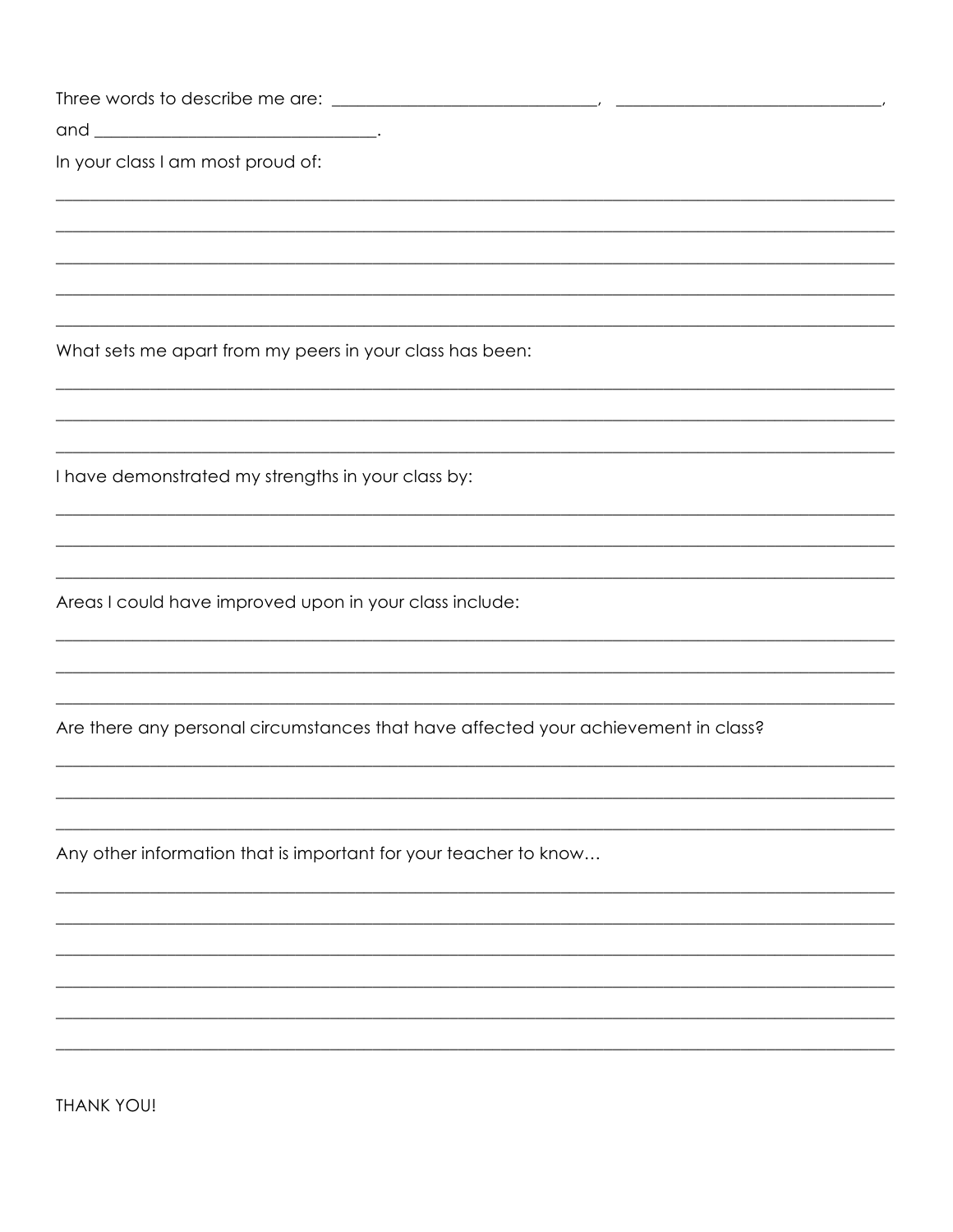Three words to describe me are: ______________________________, ______________________________, and ________________________________.

In your class I am most proud of:

_____________________________________________________________________________________________

_____________________________________________________________________________________________

_____________________________________________________________________________________________

_____________________________________________________________________________________________

_____________________________________________________________________________________________

What sets me apart from my peers in your class has been:

_____________________________________________________________________________________________

_____________________________________________________________________________________________

_____________________________________________________________________________________________

I have demonstrated my strengths in your class by:

_____________________________________________________________________________________________

_____________________________________________________________________________________________

_____________________________________________________________________________________________

Areas I could have improved upon in your class include:

_____________________________________________________________________________________________

_____________________________________________________________________________________________

_____________________________________________________________________________________________

Are there any personal circumstances that have affected your achievement in class?

_____________________________________________________________________________________________

_____________________________________________________________________________________________

_____________________________________________________________________________________________

Any other information that is important for your teacher to know…

_____________________________________________________________________________________________

_____________________________________________________________________________________________

_____________________________________________________________________________________________

_____________________________________________________________________________________________

_____________________________________________________________________________________________

_____________________________________________________________________________________________

THANK YOU!